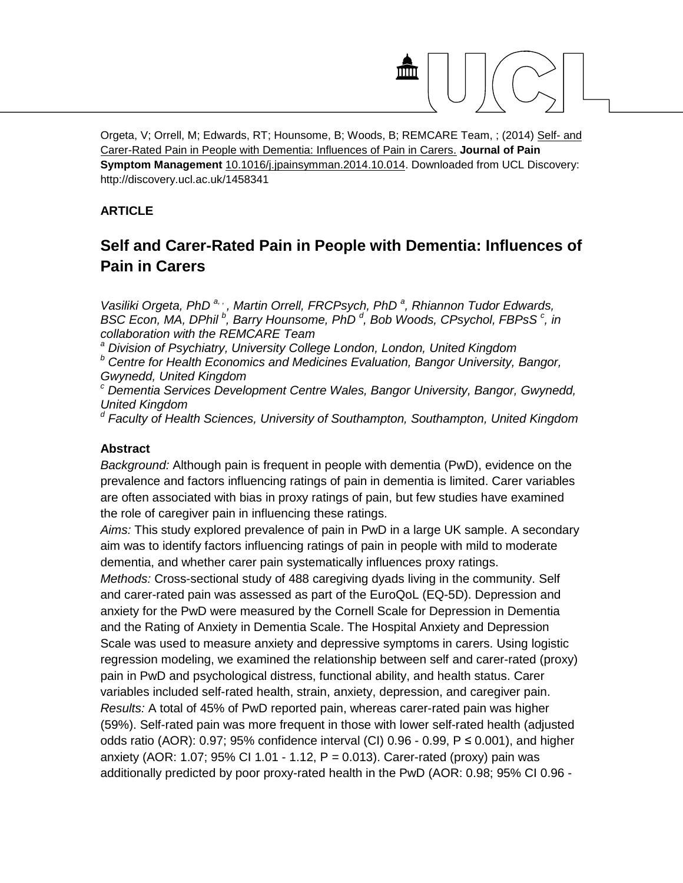Orgeta, V; Orrell, M; Edwards, RT; Hounsome, B; Woods, B; REMCARE Team, ; (2014) Self- and Carer-Rated Pain in People with Dementia: Influences of Pain in Carers. **Journal of Pain Symptom Management** 10.1016/j.jpainsymman.2014.10.014. Downloaded from UCL Discovery: http://discovery.ucl.ac.uk/1458341

**ARTICLE**

# Self and Carer-Rated Pain in People with Dementia: Influences of Pain in Carers

*Vasiliki Orgeta, PhD [a, ], Martin Orrell, FRCPsych, PhD [a], Rhiannon Tudor Edwards, BSC Econ, MA, DPhil [b], Barry Hounsome, PhD [d], Bob Woods, CPsychol, FBPsS [c], in collaboration with the REMCARE Team*

*[a] Division of Psychiatry, University College London, London, United Kingdom*

*[b] Centre for Health Economics and Medicines Evaluation, Bangor University, Bangor, Gwynedd, United Kingdom*

*[c] Dementia Services Development Centre Wales, Bangor University, Bangor, Gwynedd, United Kingdom*

*[d] Faculty of Health Sciences, University of Southampton, Southampton, United Kingdom*

## Abstract

*Background:* Although pain is frequent in people with dementia (PwD), evidence on the prevalence and factors influencing ratings of pain in dementia is limited. Carer variables are often associated with bias in proxy ratings of pain, but few studies have examined the role of caregiver pain in influencing these ratings.

*Aims:* This study explored prevalence of pain in PwD in a large UK sample. A secondary aim was to identify factors influencing ratings of pain in people with mild to moderate dementia, and whether carer pain systematically influences proxy ratings.

*Methods:* Cross-sectional study of 488 caregiving dyads living in the community. Self and carer-rated pain was assessed as part of the EuroQoL (EQ-5D). Depression and anxiety for the PwD were measured by the Cornell Scale for Depression in Dementia and the Rating of Anxiety in Dementia Scale. The Hospital Anxiety and Depression Scale was used to measure anxiety and depressive symptoms in carers. Using logistic regression modeling, we examined the relationship between self and carer-rated (proxy) pain in PwD and psychological distress, functional ability, and health status. Carer variables included self-rated health, strain, anxiety, depression, and caregiver pain.

*Results:* A total of 45% of PwD reported pain, whereas carer-rated pain was higher (59%). Self-rated pain was more frequent in those with lower self-rated health (adjusted odds ratio (AOR): 0.97; 95% confidence interval (CI) 0.96 - 0.99, $P \leq 0.001$), and higher anxiety (AOR: 1.07; 95% CI 1.01 - 1.12, $P = 0.013$). Carer-rated (proxy) pain was additionally predicted by poor proxy-rated health in the PwD (AOR: 0.98; 95% CI 0.96 -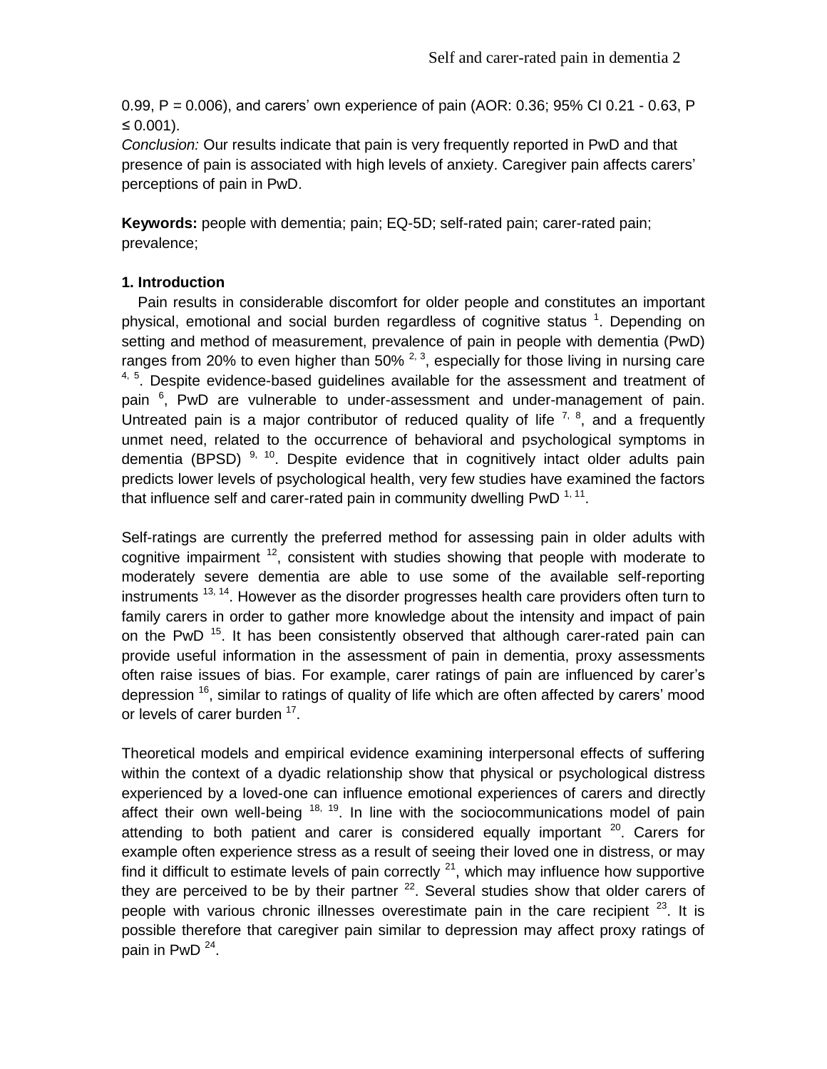0.99, P = 0.006), and carers' own experience of pain (AOR: 0.36; 95% CI 0.21 - 0.63, P ≤ 0.001).

*Conclusion:* Our results indicate that pain is very frequently reported in PwD and that presence of pain is associated with high levels of anxiety. Caregiver pain affects carers' perceptions of pain in PwD.

**Keywords:** people with dementia; pain; EQ-5D; self-rated pain; carer-rated pain; prevalence;

## 1. Introduction

Pain results in considerable discomfort for older people and constitutes an important physical, emotional and social burden regardless of cognitive status [1]. Depending on setting and method of measurement, prevalence of pain in people with dementia (PwD) ranges from 20% to even higher than 50% [2, 3], especially for those living in nursing care [4, 5]. Despite evidence-based guidelines available for the assessment and treatment of pain [6], PwD are vulnerable to under-assessment and under-management of pain. Untreated pain is a major contributor of reduced quality of life [7, 8], and a frequently unmet need, related to the occurrence of behavioral and psychological symptoms in dementia (BPSD) [9, 10]. Despite evidence that in cognitively intact older adults pain predicts lower levels of psychological health, very few studies have examined the factors that influence self and carer-rated pain in community dwelling PwD [1, 11].

Self-ratings are currently the preferred method for assessing pain in older adults with cognitive impairment [12], consistent with studies showing that people with moderate to moderately severe dementia are able to use some of the available self-reporting instruments [13, 14]. However as the disorder progresses health care providers often turn to family carers in order to gather more knowledge about the intensity and impact of pain on the PwD [15]. It has been consistently observed that although carer-rated pain can provide useful information in the assessment of pain in dementia, proxy assessments often raise issues of bias. For example, carer ratings of pain are influenced by carer's depression [16], similar to ratings of quality of life which are often affected by carers' mood or levels of carer burden [17].

Theoretical models and empirical evidence examining interpersonal effects of suffering within the context of a dyadic relationship show that physical or psychological distress experienced by a loved-one can influence emotional experiences of carers and directly affect their own well-being [18, 19]. In line with the sociocommunications model of pain attending to both patient and carer is considered equally important [20]. Carers for example often experience stress as a result of seeing their loved one in distress, or may find it difficult to estimate levels of pain correctly [21], which may influence how supportive they are perceived to be by their partner [22]. Several studies show that older carers of people with various chronic illnesses overestimate pain in the care recipient [23]. It is possible therefore that caregiver pain similar to depression may affect proxy ratings of pain in PwD [24].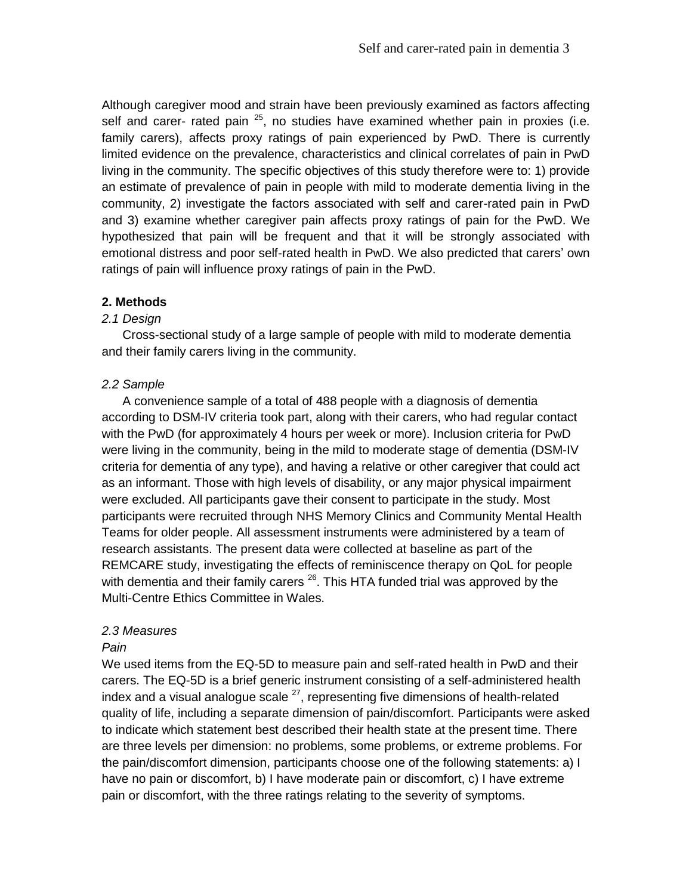Although caregiver mood and strain have been previously examined as factors affecting self and carer- rated pain [25], no studies have examined whether pain in proxies (i.e. family carers), affects proxy ratings of pain experienced by PwD. There is currently limited evidence on the prevalence, characteristics and clinical correlates of pain in PwD living in the community. The specific objectives of this study therefore were to: 1) provide an estimate of prevalence of pain in people with mild to moderate dementia living in the community, 2) investigate the factors associated with self and carer-rated pain in PwD and 3) examine whether caregiver pain affects proxy ratings of pain for the PwD. We hypothesized that pain will be frequent and that it will be strongly associated with emotional distress and poor self-rated health in PwD. We also predicted that carers' own ratings of pain will influence proxy ratings of pain in the PwD.

## 2. Methods

### *2.1 Design*

Cross-sectional study of a large sample of people with mild to moderate dementia and their family carers living in the community.

### *2.2 Sample*

A convenience sample of a total of 488 people with a diagnosis of dementia according to DSM-IV criteria took part, along with their carers, who had regular contact with the PwD (for approximately 4 hours per week or more). Inclusion criteria for PwD were living in the community, being in the mild to moderate stage of dementia (DSM-IV criteria for dementia of any type), and having a relative or other caregiver that could act as an informant. Those with high levels of disability, or any major physical impairment were excluded. All participants gave their consent to participate in the study. Most participants were recruited through NHS Memory Clinics and Community Mental Health Teams for older people. All assessment instruments were administered by a team of research assistants. The present data were collected at baseline as part of the REMCARE study, investigating the effects of reminiscence therapy on QoL for people with dementia and their family carers [26]. This HTA funded trial was approved by the Multi-Centre Ethics Committee in Wales.

### *2.3 Measures*

*Pain*

We used items from the EQ-5D to measure pain and self-rated health in PwD and their carers. The EQ-5D is a brief generic instrument consisting of a self-administered health index and a visual analogue scale [27], representing five dimensions of health-related quality of life, including a separate dimension of pain/discomfort. Participants were asked to indicate which statement best described their health state at the present time. There are three levels per dimension: no problems, some problems, or extreme problems. For the pain/discomfort dimension, participants choose one of the following statements: a) I have no pain or discomfort, b) I have moderate pain or discomfort, c) I have extreme pain or discomfort, with the three ratings relating to the severity of symptoms.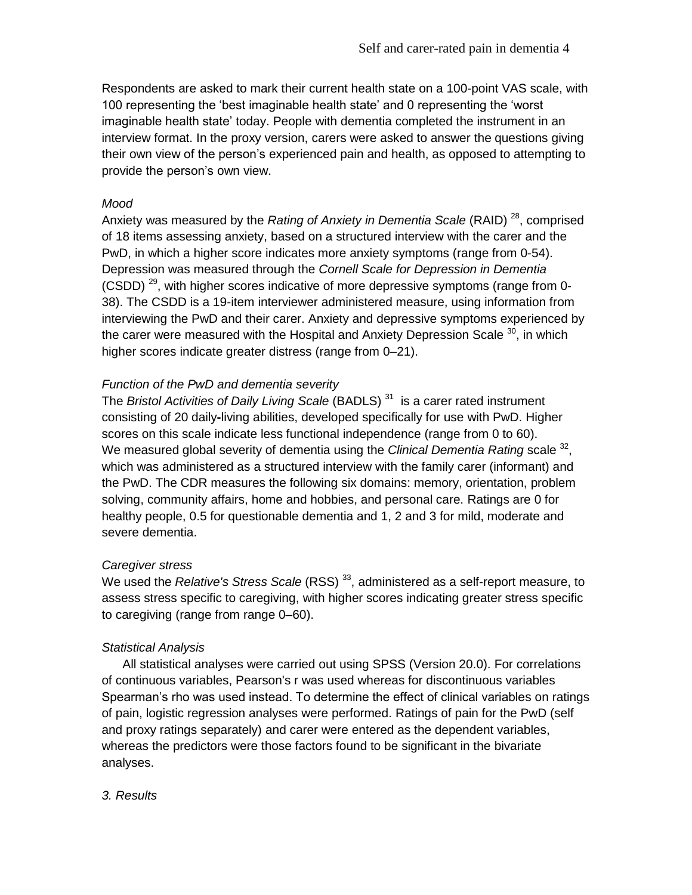Respondents are asked to mark their current health state on a 100-point VAS scale, with 100 representing the 'best imaginable health state' and 0 representing the 'worst imaginable health state' today. People with dementia completed the instrument in an interview format. In the proxy version, carers were asked to answer the questions giving their own view of the person's experienced pain and health, as opposed to attempting to provide the person's own view.

*Mood*

Anxiety was measured by the *Rating of Anxiety in Dementia Scale* (RAID) [28], comprised of 18 items assessing anxiety, based on a structured interview with the carer and the PwD, in which a higher score indicates more anxiety symptoms (range from 0-54). Depression was measured through the *Cornell Scale for Depression in Dementia* (CSDD) [29], with higher scores indicative of more depressive symptoms (range from 0-38). The CSDD is a 19-item interviewer administered measure, using information from interviewing the PwD and their carer. Anxiety and depressive symptoms experienced by the carer were measured with the Hospital and Anxiety Depression Scale [30], in which higher scores indicate greater distress (range from 0–21).

*Function of the PwD and dementia severity*

The *Bristol Activities of Daily Living Scale* (BADLS) [31] is a carer rated instrument consisting of 20 daily-living abilities, developed specifically for use with PwD. Higher scores on this scale indicate less functional independence (range from 0 to 60). We measured global severity of dementia using the *Clinical Dementia Rating* scale [32], which was administered as a structured interview with the family carer (informant) and the PwD. The CDR measures the following six domains: memory, orientation, problem solving, community affairs, home and hobbies, and personal care. Ratings are 0 for healthy people, 0.5 for questionable dementia and 1, 2 and 3 for mild, moderate and severe dementia.

*Caregiver stress*

We used the *Relative's Stress Scale* (RSS) [33], administered as a self-report measure, to assess stress specific to caregiving, with higher scores indicating greater stress specific to caregiving (range from range 0–60).

*Statistical Analysis*

All statistical analyses were carried out using SPSS (Version 20.0). For correlations of continuous variables, Pearson's r was used whereas for discontinuous variables Spearman's rho was used instead. To determine the effect of clinical variables on ratings of pain, logistic regression analyses were performed. Ratings of pain for the PwD (self and proxy ratings separately) and carer were entered as the dependent variables, whereas the predictors were those factors found to be significant in the bivariate analyses.

*3. Results*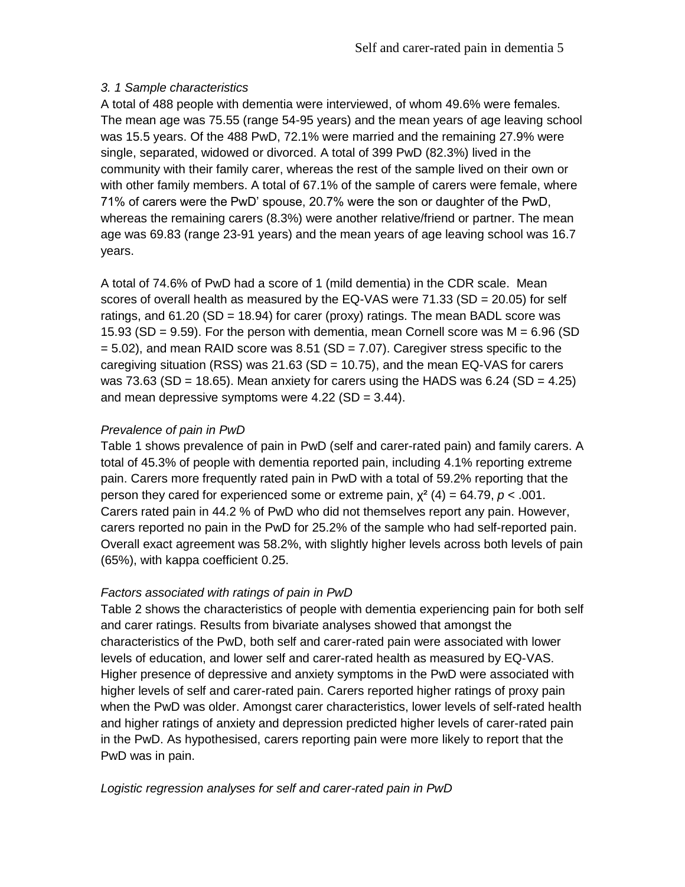### *3. 1 Sample characteristics*

A total of 488 people with dementia were interviewed, of whom 49.6% were females. The mean age was 75.55 (range 54-95 years) and the mean years of age leaving school was 15.5 years. Of the 488 PwD, 72.1% were married and the remaining 27.9% were single, separated, widowed or divorced. A total of 399 PwD (82.3%) lived in the community with their family carer, whereas the rest of the sample lived on their own or with other family members. A total of 67.1% of the sample of carers were female, where 71% of carers were the PwD' spouse, 20.7% were the son or daughter of the PwD, whereas the remaining carers (8.3%) were another relative/friend or partner. The mean age was 69.83 (range 23-91 years) and the mean years of age leaving school was 16.7 years.

A total of 74.6% of PwD had a score of 1 (mild dementia) in the CDR scale. Mean scores of overall health as measured by the EQ-VAS were 71.33 (SD = 20.05) for self ratings, and 61.20 (SD = 18.94) for carer (proxy) ratings. The mean BADL score was 15.93 (SD = 9.59). For the person with dementia, mean Cornell score was M = 6.96 (SD = 5.02), and mean RAID score was 8.51 (SD = 7.07). Caregiver stress specific to the caregiving situation (RSS) was 21.63 (SD = 10.75), and the mean EQ-VAS for carers was 73.63 (SD = 18.65). Mean anxiety for carers using the HADS was 6.24 (SD = 4.25) and mean depressive symptoms were 4.22 (SD = 3.44).

### *Prevalence of pain in PwD*

Table 1 shows prevalence of pain in PwD (self and carer-rated pain) and family carers. A total of 45.3% of people with dementia reported pain, including 4.1% reporting extreme pain. Carers more frequently rated pain in PwD with a total of 59.2% reporting that the person they cared for experienced some or extreme pain, $\chi^2$ (4) = 64.79, $p < .001$. Carers rated pain in 44.2 % of PwD who did not themselves report any pain. However, carers reported no pain in the PwD for 25.2% of the sample who had self-reported pain. Overall exact agreement was 58.2%, with slightly higher levels across both levels of pain (65%), with kappa coefficient 0.25.

### *Factors associated with ratings of pain in PwD*

Table 2 shows the characteristics of people with dementia experiencing pain for both self and carer ratings. Results from bivariate analyses showed that amongst the characteristics of the PwD, both self and carer-rated pain were associated with lower levels of education, and lower self and carer-rated health as measured by EQ-VAS. Higher presence of depressive and anxiety symptoms in the PwD were associated with higher levels of self and carer-rated pain. Carers reported higher ratings of proxy pain when the PwD was older. Amongst carer characteristics, lower levels of self-rated health and higher ratings of anxiety and depression predicted higher levels of carer-rated pain in the PwD. As hypothesised, carers reporting pain were more likely to report that the PwD was in pain.

### *Logistic regression analyses for self and carer-rated pain in PwD*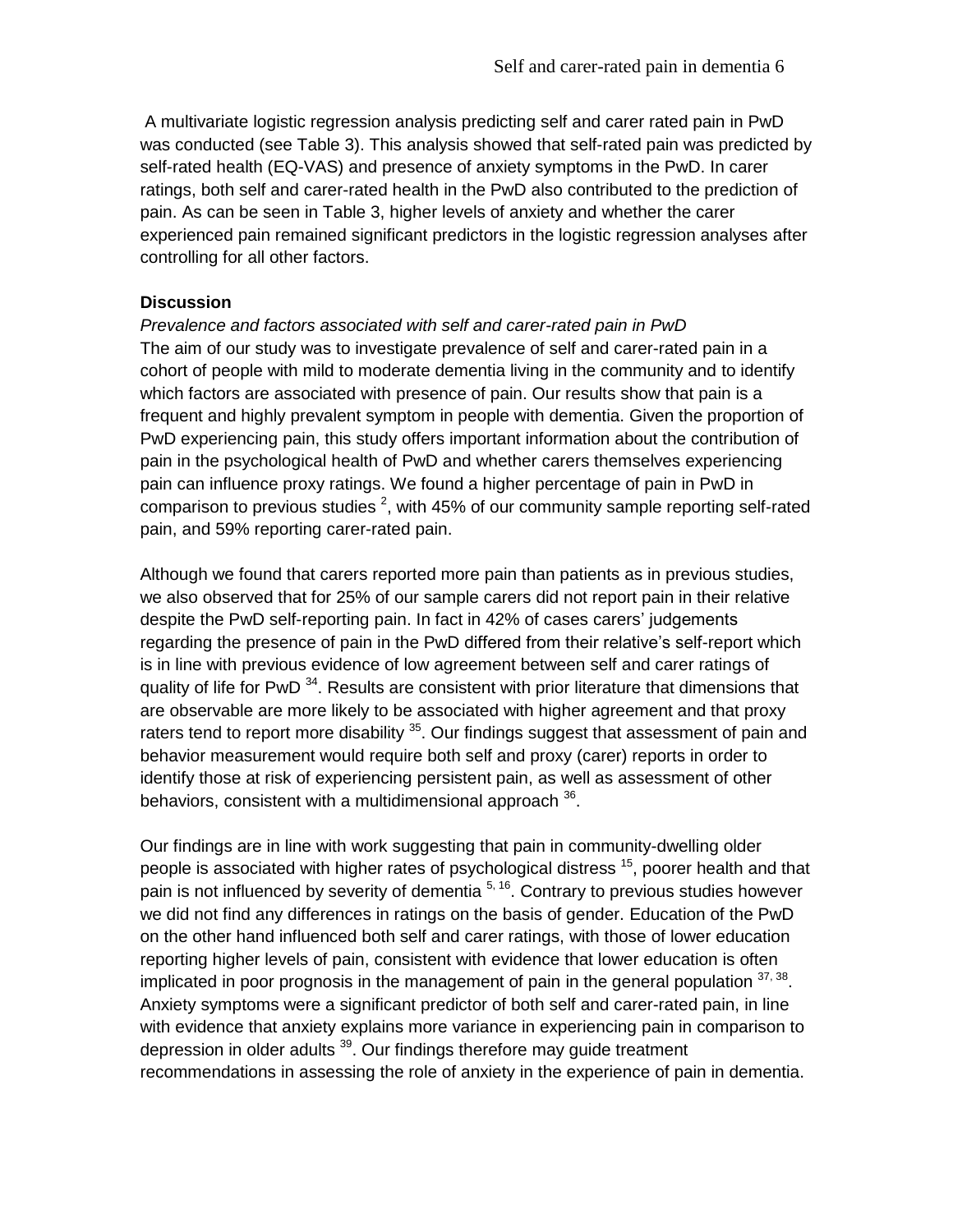A multivariate logistic regression analysis predicting self and carer rated pain in PwD was conducted (see Table 3). This analysis showed that self-rated pain was predicted by self-rated health (EQ-VAS) and presence of anxiety symptoms in the PwD. In carer ratings, both self and carer-rated health in the PwD also contributed to the prediction of pain. As can be seen in Table 3, higher levels of anxiety and whether the carer experienced pain remained significant predictors in the logistic regression analyses after controlling for all other factors.

## Discussion

*Prevalence and factors associated with self and carer-rated pain in PwD*

The aim of our study was to investigate prevalence of self and carer-rated pain in a cohort of people with mild to moderate dementia living in the community and to identify which factors are associated with presence of pain. Our results show that pain is a frequent and highly prevalent symptom in people with dementia. Given the proportion of PwD experiencing pain, this study offers important information about the contribution of pain in the psychological health of PwD and whether carers themselves experiencing pain can influence proxy ratings. We found a higher percentage of pain in PwD in comparison to previous studies [2], with 45% of our community sample reporting self-rated pain, and 59% reporting carer-rated pain.

Although we found that carers reported more pain than patients as in previous studies, we also observed that for 25% of our sample carers did not report pain in their relative despite the PwD self-reporting pain. In fact in 42% of cases carers' judgements regarding the presence of pain in the PwD differed from their relative's self-report which is in line with previous evidence of low agreement between self and carer ratings of quality of life for PwD [34]. Results are consistent with prior literature that dimensions that are observable are more likely to be associated with higher agreement and that proxy raters tend to report more disability [35]. Our findings suggest that assessment of pain and behavior measurement would require both self and proxy (carer) reports in order to identify those at risk of experiencing persistent pain, as well as assessment of other behaviors, consistent with a multidimensional approach [36].

Our findings are in line with work suggesting that pain in community-dwelling older people is associated with higher rates of psychological distress [15], poorer health and that pain is not influenced by severity of dementia [5, 16]. Contrary to previous studies however we did not find any differences in ratings on the basis of gender. Education of the PwD on the other hand influenced both self and carer ratings, with those of lower education reporting higher levels of pain, consistent with evidence that lower education is often implicated in poor prognosis in the management of pain in the general population [37, 38]. Anxiety symptoms were a significant predictor of both self and carer-rated pain, in line with evidence that anxiety explains more variance in experiencing pain in comparison to depression in older adults [39]. Our findings therefore may guide treatment recommendations in assessing the role of anxiety in the experience of pain in dementia.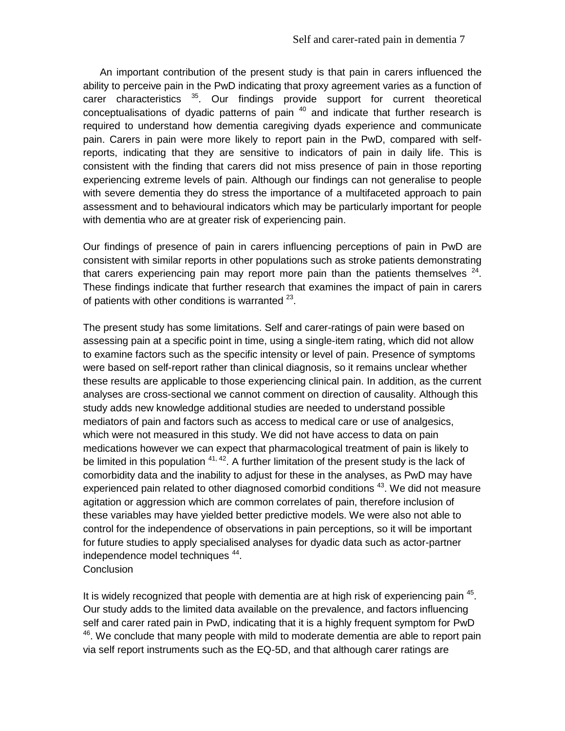An important contribution of the present study is that pain in carers influenced the ability to perceive pain in the PwD indicating that proxy agreement varies as a function of carer characteristics [35]. Our findings provide support for current theoretical conceptualisations of dyadic patterns of pain [40] and indicate that further research is required to understand how dementia caregiving dyads experience and communicate pain. Carers in pain were more likely to report pain in the PwD, compared with self-reports, indicating that they are sensitive to indicators of pain in daily life. This is consistent with the finding that carers did not miss presence of pain in those reporting experiencing extreme levels of pain. Although our findings can not generalise to people with severe dementia they do stress the importance of a multifaceted approach to pain assessment and to behavioural indicators which may be particularly important for people with dementia who are at greater risk of experiencing pain.

Our findings of presence of pain in carers influencing perceptions of pain in PwD are consistent with similar reports in other populations such as stroke patients demonstrating that carers experiencing pain may report more pain than the patients themselves [24]. These findings indicate that further research that examines the impact of pain in carers of patients with other conditions is warranted [23].

The present study has some limitations. Self and carer-ratings of pain were based on assessing pain at a specific point in time, using a single-item rating, which did not allow to examine factors such as the specific intensity or level of pain. Presence of symptoms were based on self-report rather than clinical diagnosis, so it remains unclear whether these results are applicable to those experiencing clinical pain. In addition, as the current analyses are cross-sectional we cannot comment on direction of causality. Although this study adds new knowledge additional studies are needed to understand possible mediators of pain and factors such as access to medical care or use of analgesics, which were not measured in this study. We did not have access to data on pain medications however we can expect that pharmacological treatment of pain is likely to be limited in this population [41, 42]. A further limitation of the present study is the lack of comorbidity data and the inability to adjust for these in the analyses, as PwD may have experienced pain related to other diagnosed comorbid conditions [43]. We did not measure agitation or aggression which are common correlates of pain, therefore inclusion of these variables may have yielded better predictive models. We were also not able to control for the independence of observations in pain perceptions, so it will be important for future studies to apply specialised analyses for dyadic data such as actor-partner independence model techniques [44].

## Conclusion

It is widely recognized that people with dementia are at high risk of experiencing pain [45]. Our study adds to the limited data available on the prevalence, and factors influencing self and carer rated pain in PwD, indicating that it is a highly frequent symptom for PwD [46]. We conclude that many people with mild to moderate dementia are able to report pain via self report instruments such as the EQ-5D, and that although carer ratings are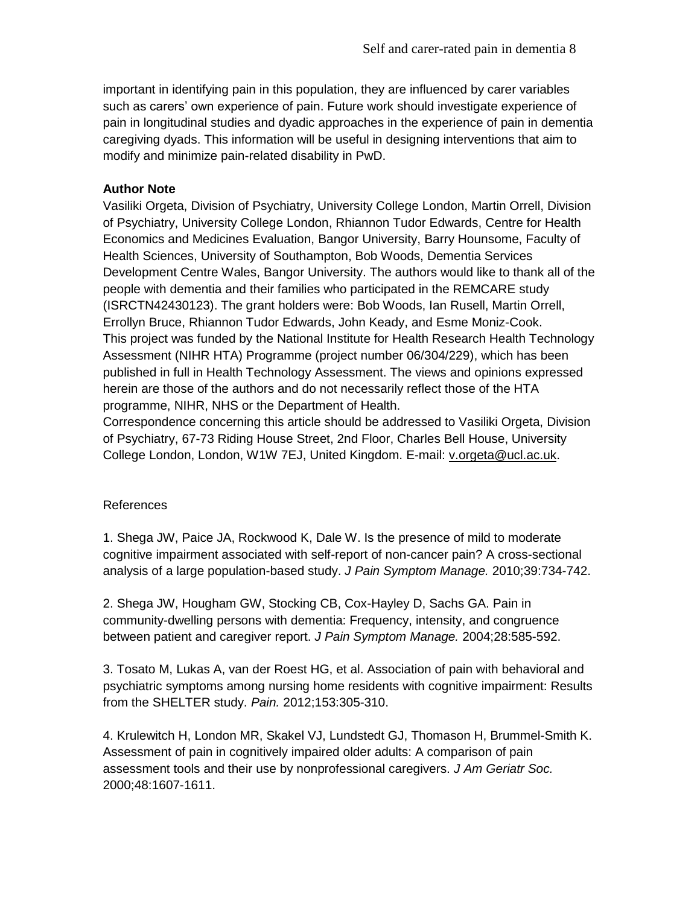important in identifying pain in this population, they are influenced by carer variables such as carers' own experience of pain. Future work should investigate experience of pain in longitudinal studies and dyadic approaches in the experience of pain in dementia caregiving dyads. This information will be useful in designing interventions that aim to modify and minimize pain-related disability in PwD.

**Author Note**

Vasiliki Orgeta, Division of Psychiatry, University College London, Martin Orrell, Division of Psychiatry, University College London, Rhiannon Tudor Edwards, Centre for Health Economics and Medicines Evaluation, Bangor University, Barry Hounsome, Faculty of Health Sciences, University of Southampton, Bob Woods, Dementia Services Development Centre Wales, Bangor University. The authors would like to thank all of the people with dementia and their families who participated in the REMCARE study (ISRCTN42430123). The grant holders were: Bob Woods, Ian Rusell, Martin Orrell, Errollyn Bruce, Rhiannon Tudor Edwards, John Keady, and Esme Moniz-Cook. This project was funded by the National Institute for Health Research Health Technology Assessment (NIHR HTA) Programme (project number 06/304/229), which has been published in full in Health Technology Assessment. The views and opinions expressed herein are those of the authors and do not necessarily reflect those of the HTA programme, NIHR, NHS or the Department of Health.

Correspondence concerning this article should be addressed to Vasiliki Orgeta, Division of Psychiatry, 67-73 Riding House Street, 2nd Floor, Charles Bell House, University College London, London, W1W 7EJ, United Kingdom. E-mail: v.orgeta@ucl.ac.uk.

References

1. Shega JW, Paice JA, Rockwood K, Dale W. Is the presence of mild to moderate cognitive impairment associated with self-report of non-cancer pain? A cross-sectional analysis of a large population-based study. *J Pain Symptom Manage.* 2010;39:734-742.

2. Shega JW, Hougham GW, Stocking CB, Cox-Hayley D, Sachs GA. Pain in community-dwelling persons with dementia: Frequency, intensity, and congruence between patient and caregiver report. *J Pain Symptom Manage.* 2004;28:585-592.

3. Tosato M, Lukas A, van der Roest HG, et al. Association of pain with behavioral and psychiatric symptoms among nursing home residents with cognitive impairment: Results from the SHELTER study. *Pain.* 2012;153:305-310.

4. Krulewitch H, London MR, Skakel VJ, Lundstedt GJ, Thomason H, Brummel-Smith K. Assessment of pain in cognitively impaired older adults: A comparison of pain assessment tools and their use by nonprofessional caregivers. *J Am Geriatr Soc.* 2000;48:1607-1611.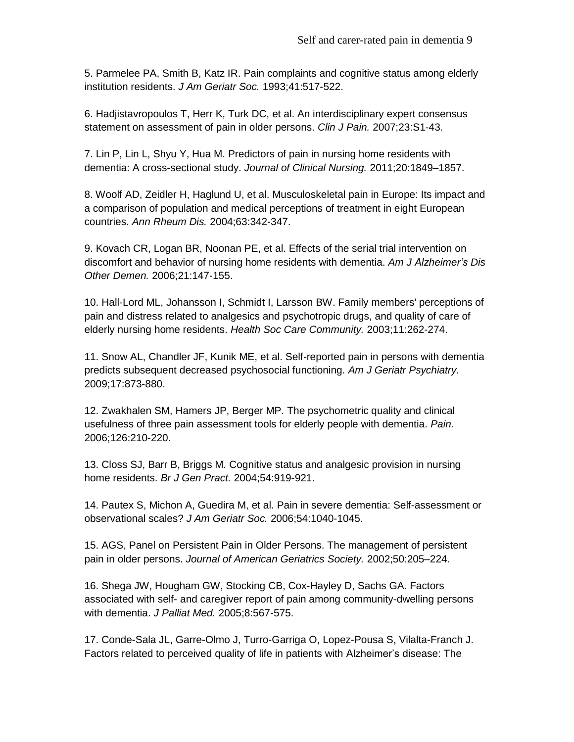5. Parmelee PA, Smith B, Katz IR. Pain complaints and cognitive status among elderly institution residents. *J Am Geriatr Soc.* 1993;41:517-522.

6. Hadjistavropoulos T, Herr K, Turk DC, et al. An interdisciplinary expert consensus statement on assessment of pain in older persons. *Clin J Pain.* 2007;23:S1-43.

7. Lin P, Lin L, Shyu Y, Hua M. Predictors of pain in nursing home residents with dementia: A cross-sectional study. *Journal of Clinical Nursing.* 2011;20:1849–1857.

8. Woolf AD, Zeidler H, Haglund U, et al. Musculoskeletal pain in Europe: Its impact and a comparison of population and medical perceptions of treatment in eight European countries. *Ann Rheum Dis.* 2004;63:342-347.

9. Kovach CR, Logan BR, Noonan PE, et al. Effects of the serial trial intervention on discomfort and behavior of nursing home residents with dementia. *Am J Alzheimer's Dis Other Demen.* 2006;21:147-155.

10. Hall-Lord ML, Johansson I, Schmidt I, Larsson BW. Family members' perceptions of pain and distress related to analgesics and psychotropic drugs, and quality of care of elderly nursing home residents. *Health Soc Care Community.* 2003;11:262-274.

11. Snow AL, Chandler JF, Kunik ME, et al. Self-reported pain in persons with dementia predicts subsequent decreased psychosocial functioning. *Am J Geriatr Psychiatry.* 2009;17:873-880.

12. Zwakhalen SM, Hamers JP, Berger MP. The psychometric quality and clinical usefulness of three pain assessment tools for elderly people with dementia. *Pain.* 2006;126:210-220.

13. Closs SJ, Barr B, Briggs M. Cognitive status and analgesic provision in nursing home residents. *Br J Gen Pract.* 2004;54:919-921.

14. Pautex S, Michon A, Guedira M, et al. Pain in severe dementia: Self-assessment or observational scales? *J Am Geriatr Soc.* 2006;54:1040-1045.

15. AGS, Panel on Persistent Pain in Older Persons. The management of persistent pain in older persons. *Journal of American Geriatrics Society.* 2002;50:205–224.

16. Shega JW, Hougham GW, Stocking CB, Cox-Hayley D, Sachs GA. Factors associated with self- and caregiver report of pain among community-dwelling persons with dementia. *J Palliat Med.* 2005;8:567-575.

17. Conde-Sala JL, Garre-Olmo J, Turro-Garriga O, Lopez-Pousa S, Vilalta-Franch J. Factors related to perceived quality of life in patients with Alzheimer's disease: The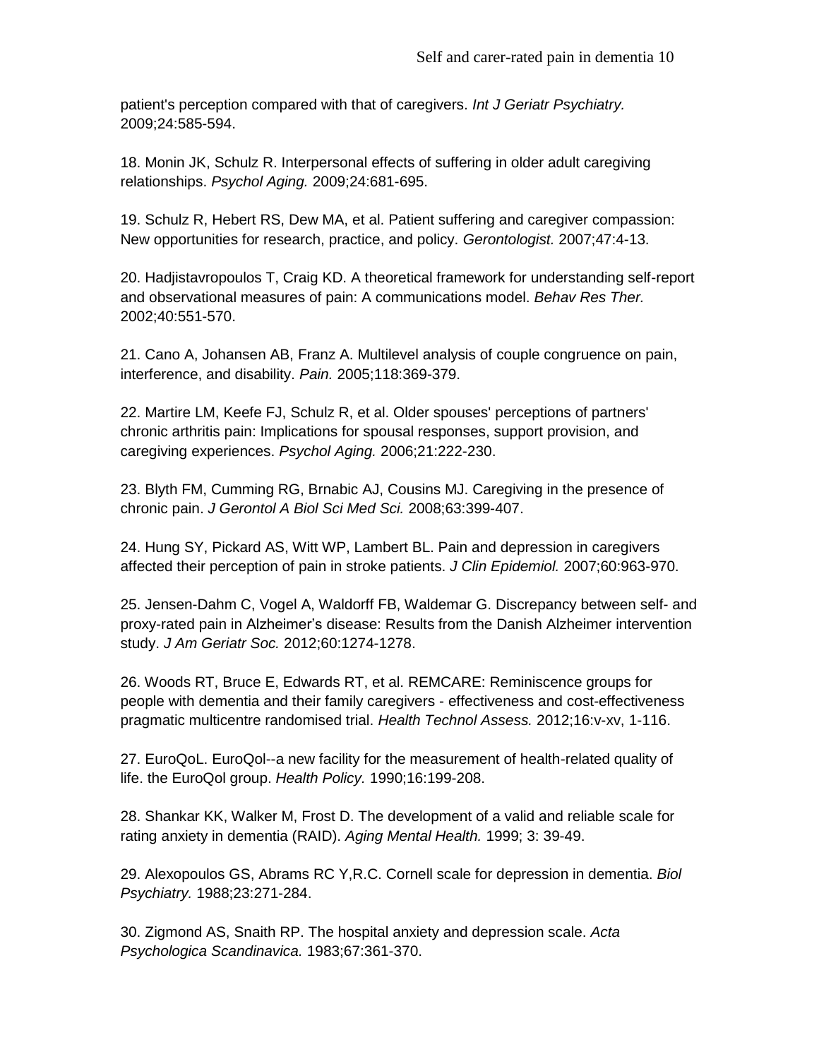patient's perception compared with that of caregivers. *Int J Geriatr Psychiatry.* 2009;24:585-594.

18. Monin JK, Schulz R. Interpersonal effects of suffering in older adult caregiving relationships. *Psychol Aging.* 2009;24:681-695.

19. Schulz R, Hebert RS, Dew MA, et al. Patient suffering and caregiver compassion: New opportunities for research, practice, and policy. *Gerontologist.* 2007;47:4-13.

20. Hadjistavropoulos T, Craig KD. A theoretical framework for understanding self-report and observational measures of pain: A communications model. *Behav Res Ther.* 2002;40:551-570.

21. Cano A, Johansen AB, Franz A. Multilevel analysis of couple congruence on pain, interference, and disability. *Pain.* 2005;118:369-379.

22. Martire LM, Keefe FJ, Schulz R, et al. Older spouses' perceptions of partners' chronic arthritis pain: Implications for spousal responses, support provision, and caregiving experiences. *Psychol Aging.* 2006;21:222-230.

23. Blyth FM, Cumming RG, Brnabic AJ, Cousins MJ. Caregiving in the presence of chronic pain. *J Gerontol A Biol Sci Med Sci.* 2008;63:399-407.

24. Hung SY, Pickard AS, Witt WP, Lambert BL. Pain and depression in caregivers affected their perception of pain in stroke patients. *J Clin Epidemiol.* 2007;60:963-970.

25. Jensen-Dahm C, Vogel A, Waldorff FB, Waldemar G. Discrepancy between self- and proxy-rated pain in Alzheimer's disease: Results from the Danish Alzheimer intervention study. *J Am Geriatr Soc.* 2012;60:1274-1278.

26. Woods RT, Bruce E, Edwards RT, et al. REMCARE: Reminiscence groups for people with dementia and their family caregivers - effectiveness and cost-effectiveness pragmatic multicentre randomised trial. *Health Technol Assess.* 2012;16:v-xv, 1-116.

27. EuroQoL. EuroQol--a new facility for the measurement of health-related quality of life. the EuroQol group. *Health Policy.* 1990;16:199-208.

28. Shankar KK, Walker M, Frost D. The development of a valid and reliable scale for rating anxiety in dementia (RAID). *Aging Mental Health.* 1999; 3: 39-49.

29. Alexopoulos GS, Abrams RC Y,R.C. Cornell scale for depression in dementia. *Biol Psychiatry.* 1988;23:271-284.

30. Zigmond AS, Snaith RP. The hospital anxiety and depression scale. *Acta Psychologica Scandinavica.* 1983;67:361-370.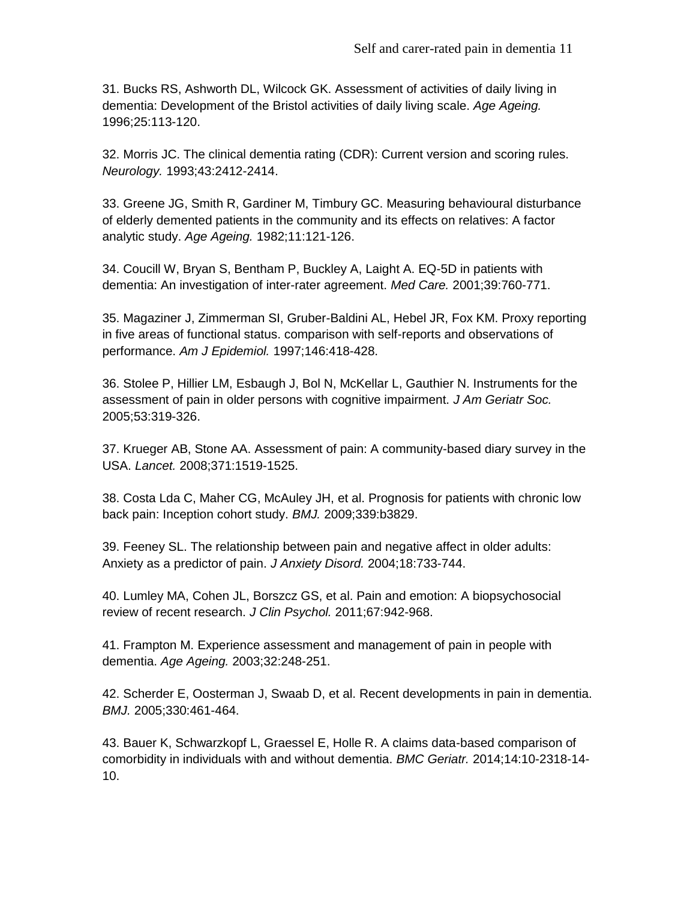31. Bucks RS, Ashworth DL, Wilcock GK. Assessment of activities of daily living in dementia: Development of the Bristol activities of daily living scale. *Age Ageing.* 1996;25:113-120.

32. Morris JC. The clinical dementia rating (CDR): Current version and scoring rules. *Neurology.* 1993;43:2412-2414.

33. Greene JG, Smith R, Gardiner M, Timbury GC. Measuring behavioural disturbance of elderly demented patients in the community and its effects on relatives: A factor analytic study. *Age Ageing.* 1982;11:121-126.

34. Coucill W, Bryan S, Bentham P, Buckley A, Laight A. EQ-5D in patients with dementia: An investigation of inter-rater agreement. *Med Care.* 2001;39:760-771.

35. Magaziner J, Zimmerman SI, Gruber-Baldini AL, Hebel JR, Fox KM. Proxy reporting in five areas of functional status. comparison with self-reports and observations of performance. *Am J Epidemiol.* 1997;146:418-428.

36. Stolee P, Hillier LM, Esbaugh J, Bol N, McKellar L, Gauthier N. Instruments for the assessment of pain in older persons with cognitive impairment. *J Am Geriatr Soc.* 2005;53:319-326.

37. Krueger AB, Stone AA. Assessment of pain: A community-based diary survey in the USA. *Lancet.* 2008;371:1519-1525.

38. Costa Lda C, Maher CG, McAuley JH, et al. Prognosis for patients with chronic low back pain: Inception cohort study. *BMJ.* 2009;339:b3829.

39. Feeney SL. The relationship between pain and negative affect in older adults: Anxiety as a predictor of pain. *J Anxiety Disord.* 2004;18:733-744.

40. Lumley MA, Cohen JL, Borszcz GS, et al. Pain and emotion: A biopsychosocial review of recent research. *J Clin Psychol.* 2011;67:942-968.

41. Frampton M. Experience assessment and management of pain in people with dementia. *Age Ageing.* 2003;32:248-251.

42. Scherder E, Oosterman J, Swaab D, et al. Recent developments in pain in dementia. *BMJ.* 2005;330:461-464.

43. Bauer K, Schwarzkopf L, Graessel E, Holle R. A claims data-based comparison of comorbidity in individuals with and without dementia. *BMC Geriatr.* 2014;14:10-2318-14-10.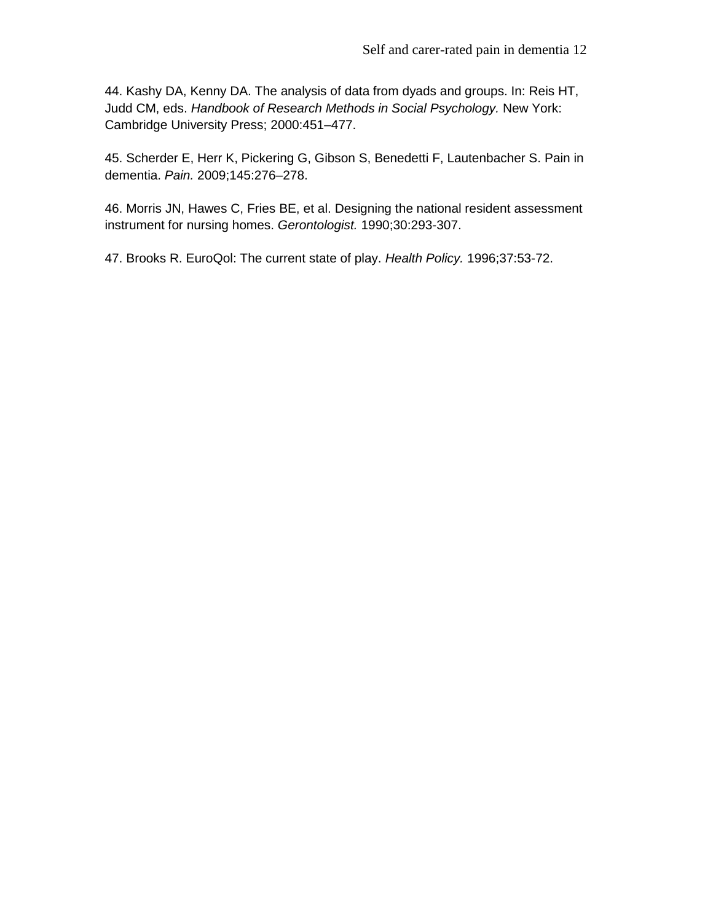44. Kashy DA, Kenny DA. The analysis of data from dyads and groups. In: Reis HT, Judd CM, eds. *Handbook of Research Methods in Social Psychology*. New York: Cambridge University Press; 2000:451–477.

45. Scherder E, Herr K, Pickering G, Gibson S, Benedetti F, Lautenbacher S. Pain in dementia. *Pain.* 2009;145:276–278.

46. Morris JN, Hawes C, Fries BE, et al. Designing the national resident assessment instrument for nursing homes. *Gerontologist.* 1990;30:293-307.

47. Brooks R. EuroQol: The current state of play. *Health Policy.* 1996;37:53-72.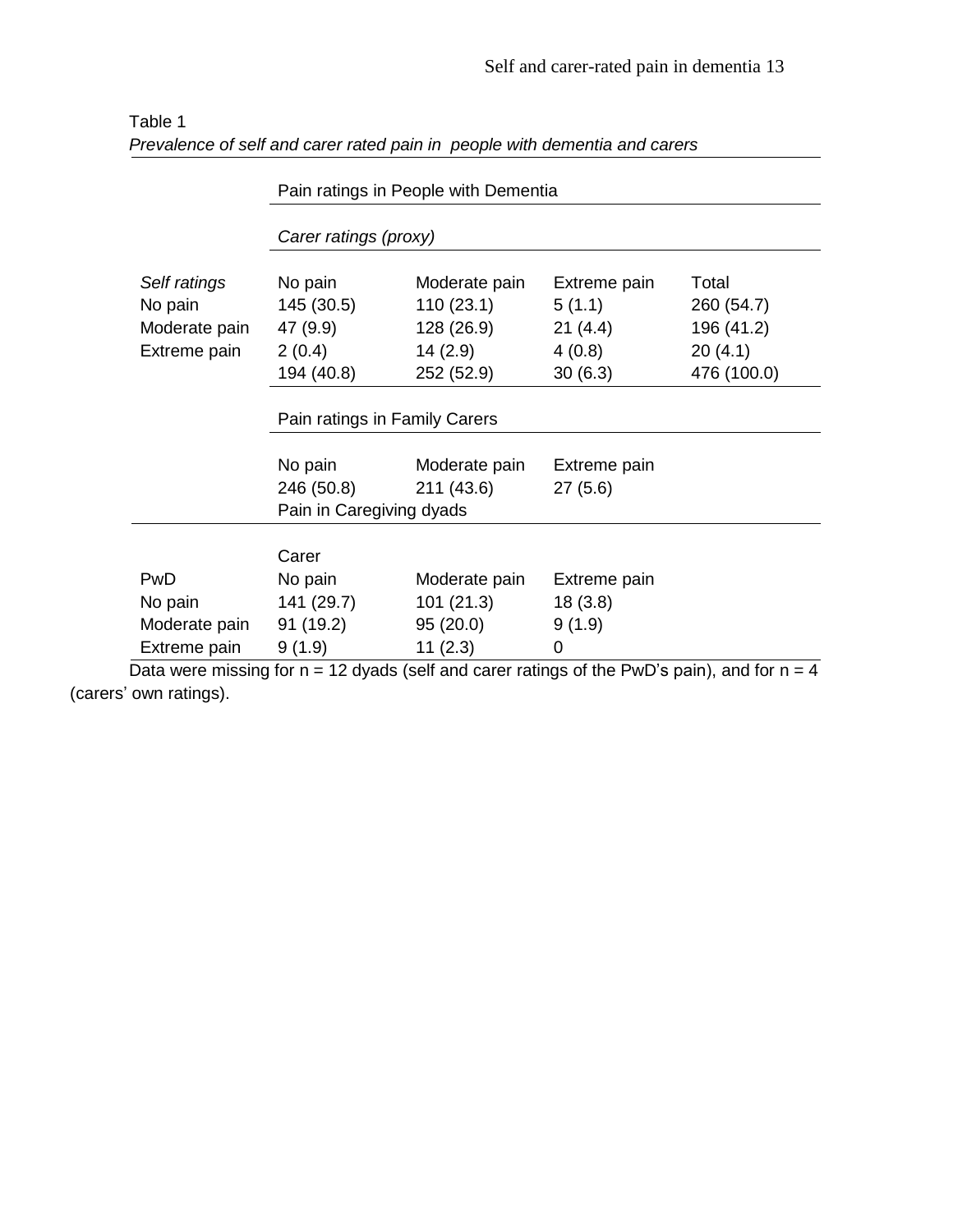Table 1

*Prevalence of self and carer rated pain in people with dementia and carers*

| | Pain ratings in People with Dementia | | | |
|---|---|---|---|---|
| | *Carer ratings (proxy)* | | | |
| *Self ratings* | No pain | Moderate pain | Extreme pain | Total |
| No pain | 145 (30.5) | 110 (23.1) | 5 (1.1) | 260 (54.7) |
| Moderate pain | 47 (9.9) | 128 (26.9) | 21 (4.4) | 196 (41.2) |
| Extreme pain | 2 (0.4) | 14 (2.9) | 4 (0.8) | 20 (4.1) |
| | 194 (40.8) | 252 (52.9) | 30 (6.3) | 476 (100.0) |
| | Pain ratings in Family Carers | | | |
| | No pain | Moderate pain | Extreme pain | |
| | 246 (50.8) | 211 (43.6) | 27 (5.6) | |
| | Pain in Caregiving dyads | | | |
| | Carer | | | |
| PwD | No pain | Moderate pain | Extreme pain | |
| No pain | 141 (29.7) | 101 (21.3) | 18 (3.8) | |
| Moderate pain | 91 (19.2) | 95 (20.0) | 9 (1.9) | |
| Extreme pain | 9 (1.9) | 11 (2.3) | 0 | |

Data were missing for n = 12 dyads (self and carer ratings of the PwD's pain), and for n = 4 (carers' own ratings).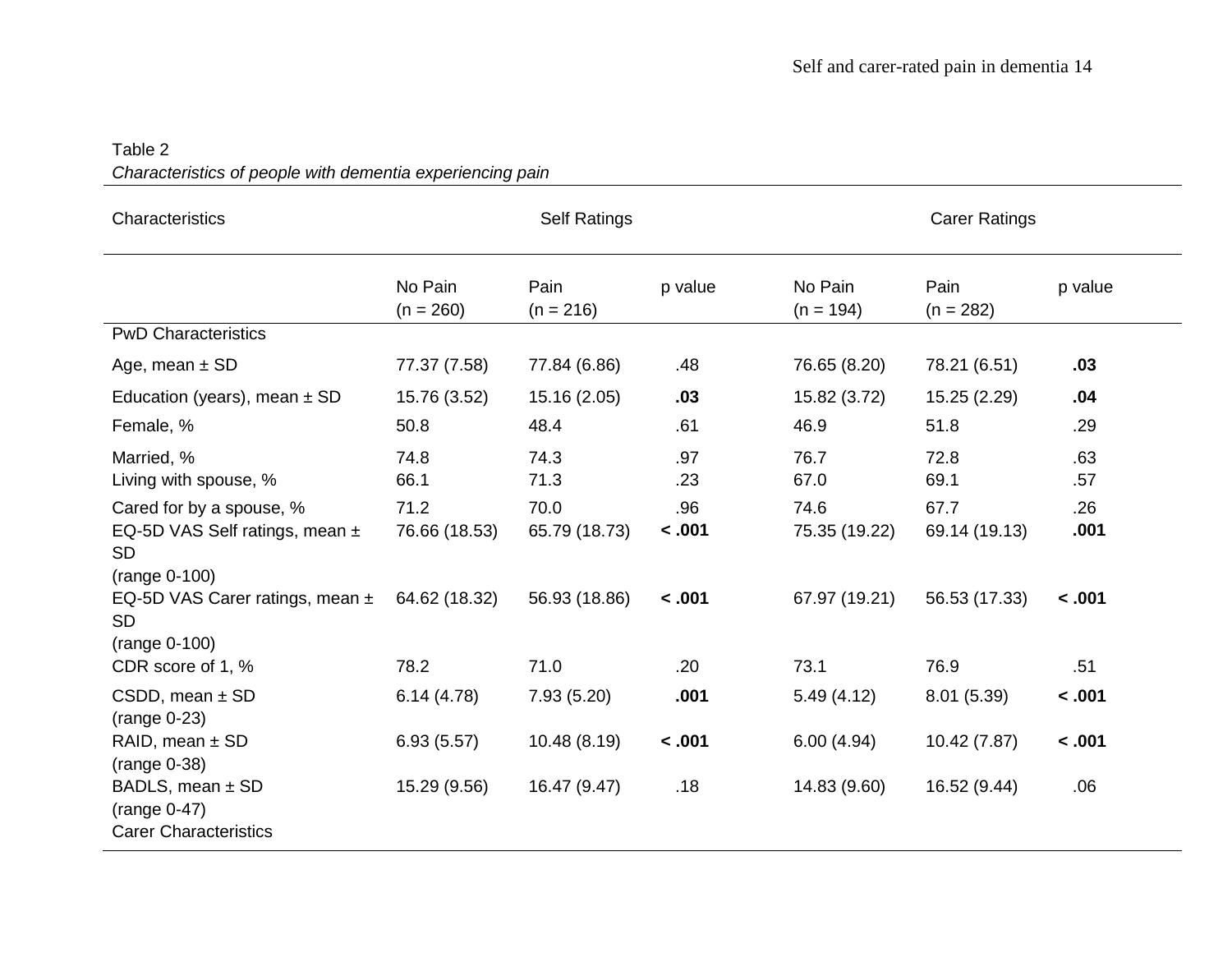Table 2

*Characteristics of people with dementia experiencing pain*

| Characteristics | Self Ratings | | | Carer Ratings | | |
|---|---|---|---|---|---|---|
| | No Pain (n = 260) | Pain (n = 216) | p value | No Pain (n = 194) | Pain (n = 282) | p value |
| PwD Characteristics | | | | | | |
| Age, mean ± SD | 77.37 (7.58) | 77.84 (6.86) | .48 | 76.65 (8.20) | 78.21 (6.51) | **.03** |
| Education (years), mean ± SD | 15.76 (3.52) | 15.16 (2.05) | **.03** | 15.82 (3.72) | 15.25 (2.29) | **.04** |
| Female, % | 50.8 | 48.4 | .61 | 46.9 | 51.8 | .29 |
| Married, % | 74.8 | 74.3 | .97 | 76.7 | 72.8 | .63 |
| Living with spouse, % | 66.1 | 71.3 | .23 | 67.0 | 69.1 | .57 |
| Cared for by a spouse, % | 71.2 | 70.0 | .96 | 74.6 | 67.7 | .26 |
| EQ-5D VAS Self ratings, mean ± SD (range 0-100) | 76.66 (18.53) | 65.79 (18.73) | **< .001** | 75.35 (19.22) | 69.14 (19.13) | **.001** |
| EQ-5D VAS Carer ratings, mean ± SD (range 0-100) | 64.62 (18.32) | 56.93 (18.86) | **< .001** | 67.97 (19.21) | 56.53 (17.33) | **< .001** |
| CDR score of 1, % | 78.2 | 71.0 | .20 | 73.1 | 76.9 | .51 |
| CSDD, mean ± SD (range 0-23) | 6.14 (4.78) | 7.93 (5.20) | **.001** | 5.49 (4.12) | 8.01 (5.39) | **< .001** |
| RAID, mean ± SD (range 0-38) | 6.93 (5.57) | 10.48 (8.19) | **< .001** | 6.00 (4.94) | 10.42 (7.87) | **< .001** |
| BADLS, mean ± SD (range 0-47) | 15.29 (9.56) | 16.47 (9.47) | .18 | 14.83 (9.60) | 16.52 (9.44) | .06 |
| Carer Characteristics | | | | | | |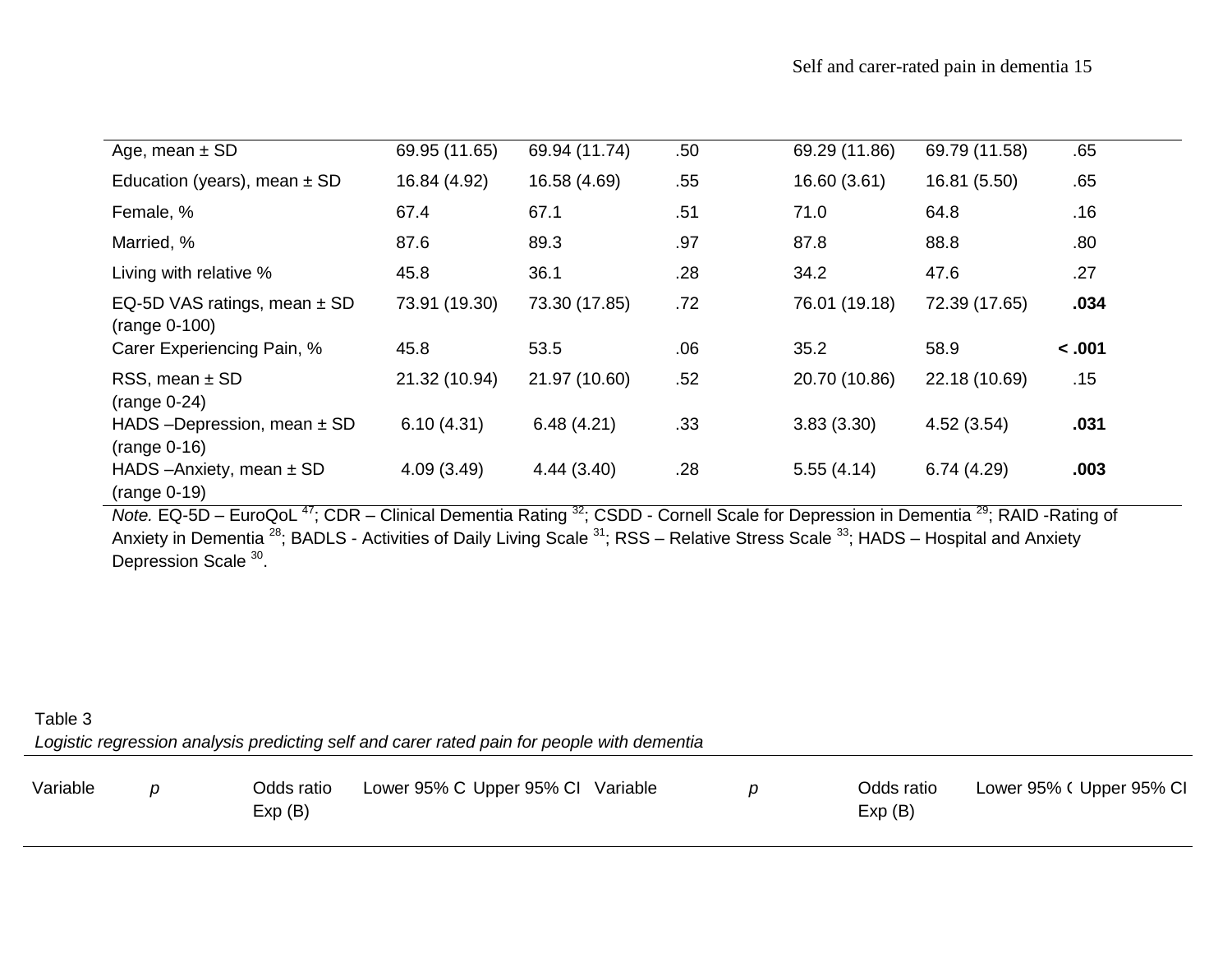| | | | | | | |
|---|---|---|---|---|---|---|
| Age, mean ± SD | 69.95 (11.65) | 69.94 (11.74) | .50 | 69.29 (11.86) | 69.79 (11.58) | .65 |
| Education (years), mean ± SD | 16.84 (4.92) | 16.58 (4.69) | .55 | 16.60 (3.61) | 16.81 (5.50) | .65 |
| Female, % | 67.4 | 67.1 | .51 | 71.0 | 64.8 | .16 |
| Married, % | 87.6 | 89.3 | .97 | 87.8 | 88.8 | .80 |
| Living with relative % | 45.8 | 36.1 | .28 | 34.2 | 47.6 | .27 |
| EQ-5D VAS ratings, mean ± SD (range 0-100) | 73.91 (19.30) | 73.30 (17.85) | .72 | 76.01 (19.18) | 72.39 (17.65) | **.034** |
| Carer Experiencing Pain, % | 45.8 | 53.5 | .06 | 35.2 | 58.9 | **< .001** |
| RSS, mean ± SD (range 0-24) | 21.32 (10.94) | 21.97 (10.60) | .52 | 20.70 (10.86) | 22.18 (10.69) | .15 |
| HADS –Depression, mean ± SD (range 0-16) | 6.10 (4.31) | 6.48 (4.21) | .33 | 3.83 (3.30) | 4.52 (3.54) | **.031** |
| HADS –Anxiety, mean ± SD (range 0-19) | 4.09 (3.49) | 4.44 (3.40) | .28 | 5.55 (4.14) | 6.74 (4.29) | **.003** |

*Note.* EQ-5D – EuroQoL [47]; CDR – Clinical Dementia Rating [32]; CSDD - Cornell Scale for Depression in Dementia [29]; RAID -Rating of Anxiety in Dementia [28]; BADLS - Activities of Daily Living Scale [31]; RSS – Relative Stress Scale [33]; HADS – Hospital and Anxiety Depression Scale [30].

Table 3

*Logistic regression analysis predicting self and carer rated pain for people with dementia*

| Variable | *p* | Odds ratio Exp (B) | Lower 95% CI | Upper 95% CI | Variable | *p* | Odds ratio Exp (B) | Lower 95% CI | Upper 95% CI |
|---|---|---|---|---|---|---|---|---|---|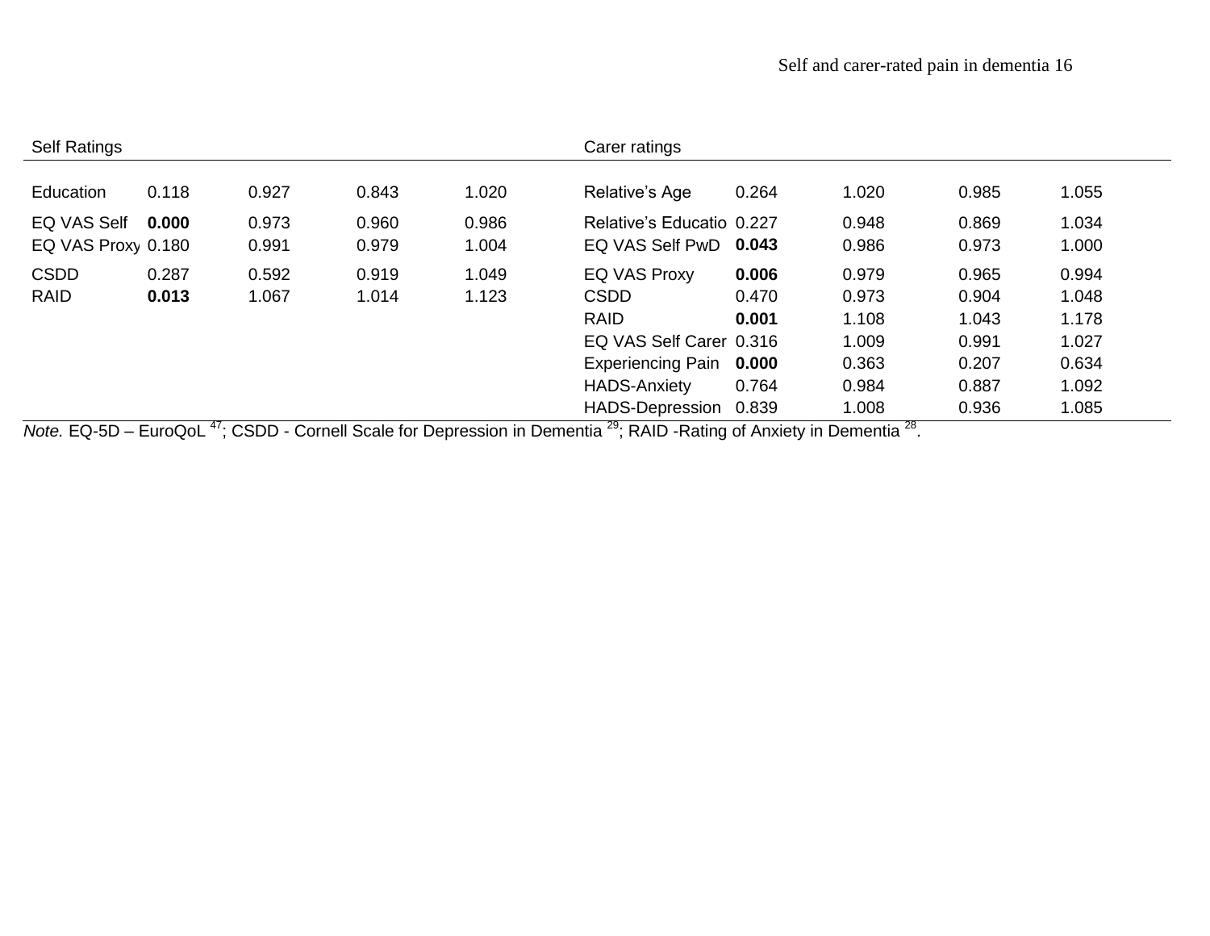| Self Ratings | | | | | Carer ratings | | | | |
|---|---|---|---|---|---|---|---|---|---|
| Education | 0.118 | 0.927 | 0.843 | 1.020 | Relative's Age | 0.264 | 1.020 | 0.985 | 1.055 |
| EQ VAS Self | **0.000** | 0.973 | 0.960 | 0.986 | Relative's Educatio | 0.227 | 0.948 | 0.869 | 1.034 |
| EQ VAS Proxy | 0.180 | 0.991 | 0.979 | 1.004 | EQ VAS Self PwD | **0.043** | 0.986 | 0.973 | 1.000 |
| CSDD | 0.287 | 0.592 | 0.919 | 1.049 | EQ VAS Proxy | **0.006** | 0.979 | 0.965 | 0.994 |
| RAID | **0.013** | 1.067 | 1.014 | 1.123 | CSDD | 0.470 | 0.973 | 0.904 | 1.048 |
| | | | | | RAID | **0.001** | 1.108 | 1.043 | 1.178 |
| | | | | | EQ VAS Self Carer | 0.316 | 1.009 | 0.991 | 1.027 |
| | | | | | Experiencing Pain | **0.000** | 0.363 | 0.207 | 0.634 |
| | | | | | HADS-Anxiety | 0.764 | 0.984 | 0.887 | 1.092 |
| | | | | | HADS-Depression | 0.839 | 1.008 | 0.936 | 1.085 |

*Note.* EQ-5D – EuroQoL [47]; CSDD - Cornell Scale for Depression in Dementia [29]; RAID -Rating of Anxiety in Dementia [28].